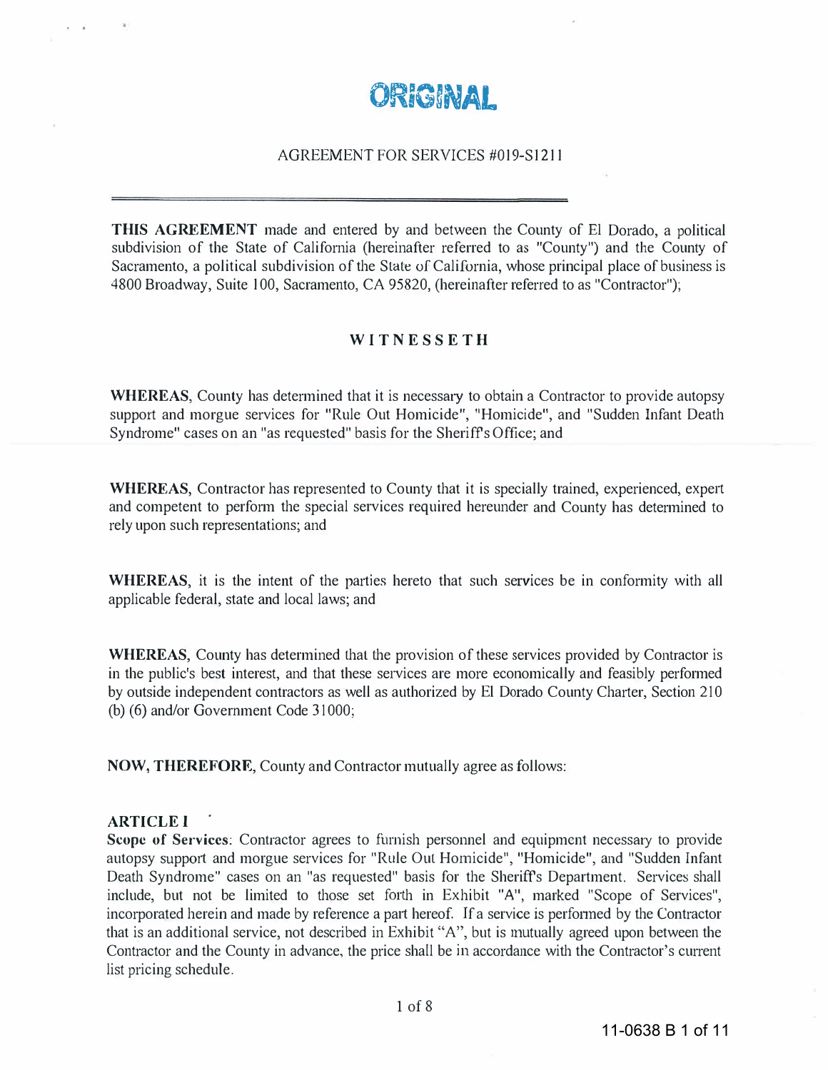# ORIGINAL

AGREEMENT FOR SERVICES #019-S1211

---

**THIS AGREEMENT** made and entered by and between the County of El Dorado, a political subdivision of the State of California (hereinafter referred to as "County") and the County of Sacramento, a political subdivision of the State of California, whose principal place of business is 4800 Broadway, Suite 100, Sacramento, CA 95820, (hereinafter referred to as "Contractor");

**WITNESSETH**

**WHEREAS**, County has determined that it is necessary to obtain a Contractor to provide autopsy support and morgue services for "Rule Out Homicide", "Homicide", and "Sudden Infant Death Syndrome" cases on an "as requested" basis for the Sheriff's Office; and

**WHEREAS**, Contractor has represented to County that it is specially trained, experienced, expert and competent to perform the special services required hereunder and County has determined to rely upon such representations; and

**WHEREAS**, it is the intent of the parties hereto that such services be in conformity with all applicable federal, state and local laws; and

**WHEREAS**, County has determined that the provision of these services provided by Contractor is in the public's best interest, and that these services are more economically and feasibly performed by outside independent contractors as well as authorized by El Dorado County Charter, Section 210 (b) (6) and/or Government Code 31000;

**NOW, THEREFORE**, County and Contractor mutually agree as follows:

**ARTICLE I**

**Scope of Services**: Contractor agrees to furnish personnel and equipment necessary to provide autopsy support and morgue services for "Rule Out Homicide", "Homicide", and "Sudden Infant Death Syndrome" cases on an "as requested" basis for the Sheriff's Department. Services shall include, but not be limited to those set forth in Exhibit "A", marked "Scope of Services", incorporated herein and made by reference a part hereof. If a service is performed by the Contractor that is an additional service, not described in Exhibit "A", but is mutually agreed upon between the Contractor and the County in advance, the price shall be in accordance with the Contractor's current list pricing schedule.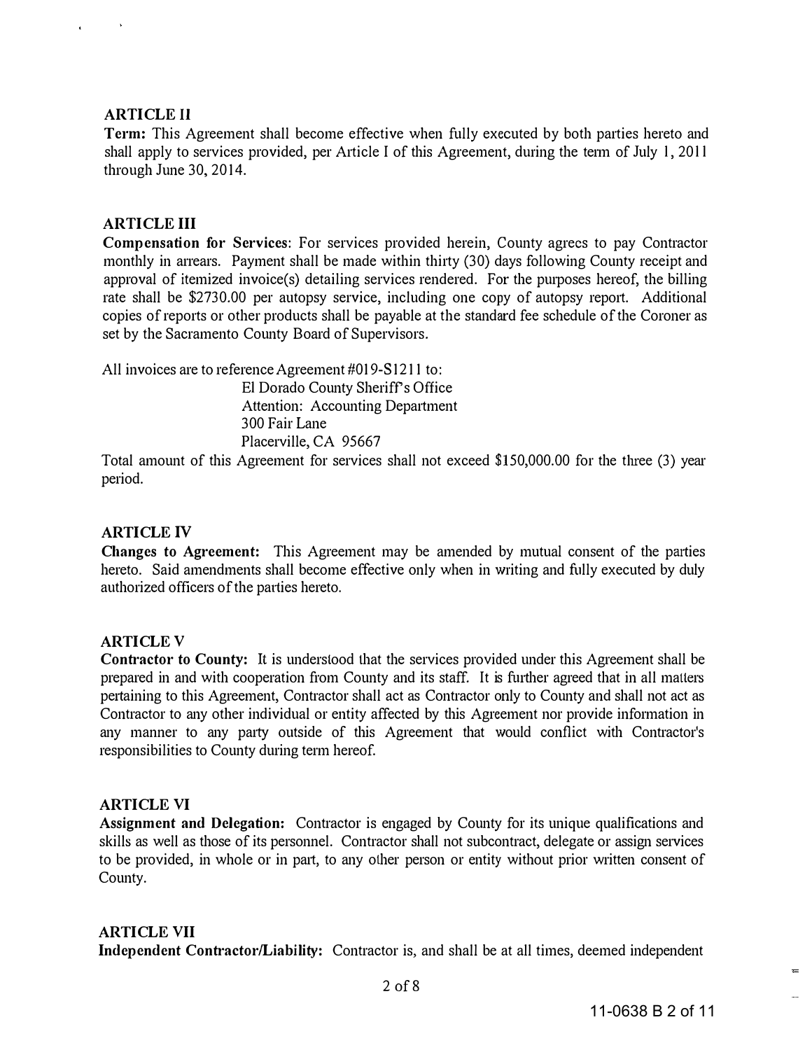**ARTICLE II**

**Term:** This Agreement shall become effective when fully executed by both parties hereto and shall apply to services provided, per Article I of this Agreement, during the term of July 1, 2011 through June 30, 2014.

**ARTICLE III**

**Compensation for Services**: For services provided herein, County agrees to pay Contractor monthly in arrears. Payment shall be made within thirty (30) days following County receipt and approval of itemized invoice(s) detailing services rendered. For the purposes hereof, the billing rate shall be $2730.00 per autopsy service, including one copy of autopsy report. Additional copies of reports or other products shall be payable at the standard fee schedule of the Coroner as set by the Sacramento County Board of Supervisors.

All invoices are to reference Agreement #019-S1211 to:

El Dorado County Sheriff's Office
Attention: Accounting Department
300 Fair Lane
Placerville, CA 95667

Total amount of this Agreement for services shall not exceed $150,000.00 for the three (3) year period.

**ARTICLE IV**

**Changes to Agreement:** This Agreement may be amended by mutual consent of the parties hereto. Said amendments shall become effective only when in writing and fully executed by duly authorized officers of the parties hereto.

**ARTICLE V**

**Contractor to County:** It is understood that the services provided under this Agreement shall be prepared in and with cooperation from County and its staff. It is further agreed that in all matters pertaining to this Agreement, Contractor shall act as Contractor only to County and shall not act as Contractor to any other individual or entity affected by this Agreement nor provide information in any manner to any party outside of this Agreement that would conflict with Contractor's responsibilities to County during term hereof.

**ARTICLE VI**

**Assignment and Delegation:** Contractor is engaged by County for its unique qualifications and skills as well as those of its personnel. Contractor shall not subcontract, delegate or assign services to be provided, in whole or in part, to any other person or entity without prior written consent of County.

**ARTICLE VII**

**Independent Contractor/Liability:** Contractor is, and shall be at all times, deemed independent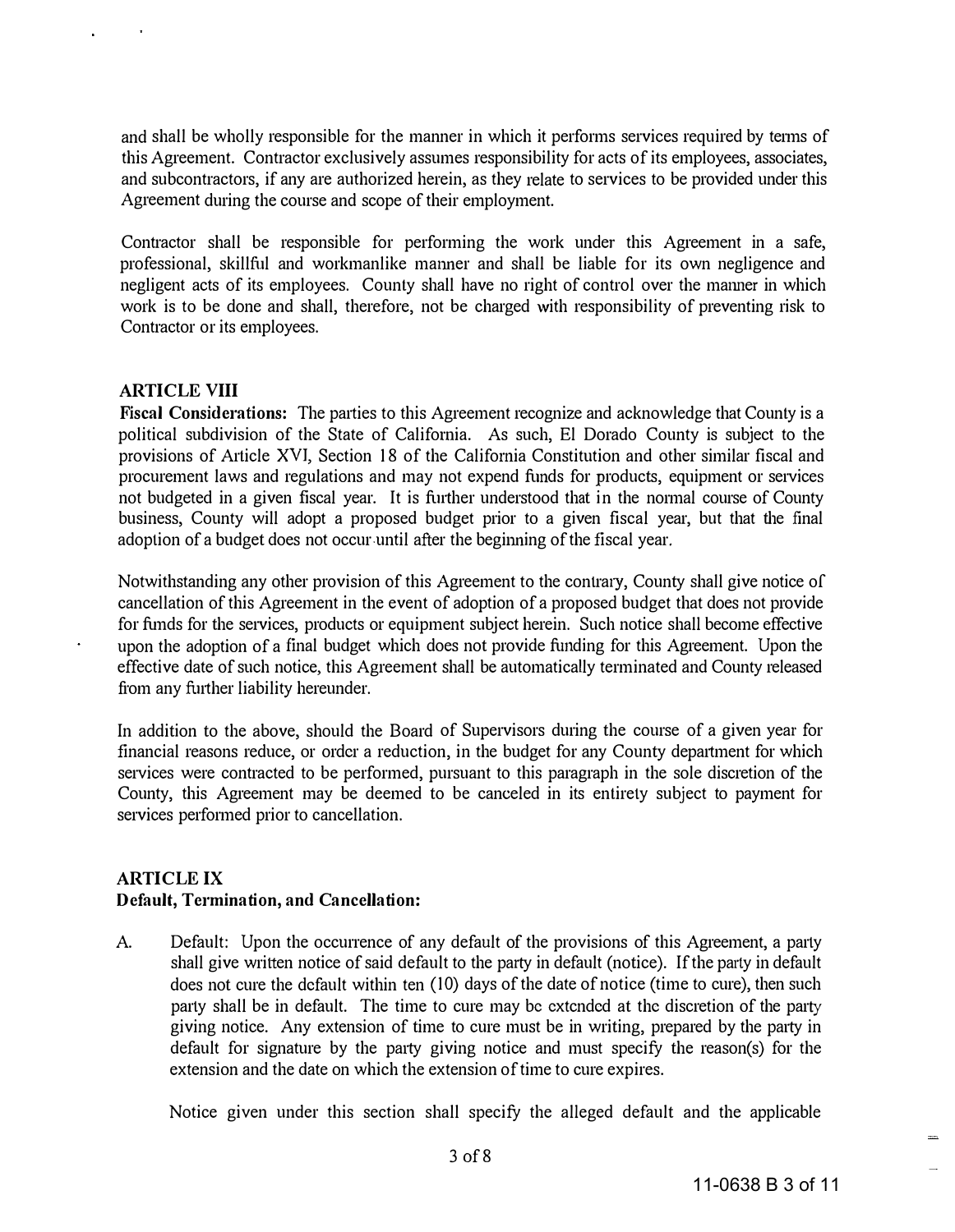and shall be wholly responsible for the manner in which it performs services required by terms of this Agreement. Contractor exclusively assumes responsibility for acts of its employees, associates, and subcontractors, if any are authorized herein, as they relate to services to be provided under this Agreement during the course and scope of their employment.

Contractor shall be responsible for performing the work under this Agreement in a safe, professional, skillful and workmanlike manner and shall be liable for its own negligence and negligent acts of its employees. County shall have no right of control over the manner in which work is to be done and shall, therefore, not be charged with responsibility of preventing risk to Contractor or its employees.

## ARTICLE VIII

**Fiscal Considerations:** The parties to this Agreement recognize and acknowledge that County is a political subdivision of the State of California. As such, El Dorado County is subject to the provisions of Article XVI, Section 18 of the California Constitution and other similar fiscal and procurement laws and regulations and may not expend funds for products, equipment or services not budgeted in a given fiscal year. It is further understood that in the normal course of County business, County will adopt a proposed budget prior to a given fiscal year, but that the final adoption of a budget does not occur until after the beginning of the fiscal year.

Notwithstanding any other provision of this Agreement to the contrary, County shall give notice of cancellation of this Agreement in the event of adoption of a proposed budget that does not provide for funds for the services, products or equipment subject herein. Such notice shall become effective upon the adoption of a final budget which does not provide funding for this Agreement. Upon the effective date of such notice, this Agreement shall be automatically terminated and County released from any further liability hereunder.

In addition to the above, should the Board of Supervisors during the course of a given year for financial reasons reduce, or order a reduction, in the budget for any County department for which services were contracted to be performed, pursuant to this paragraph in the sole discretion of the County, this Agreement may be deemed to be canceled in its entirety subject to payment for services performed prior to cancellation.

## ARTICLE IX

**Default, Termination, and Cancellation:**

A. Default: Upon the occurrence of any default of the provisions of this Agreement, a party shall give written notice of said default to the party in default (notice). If the party in default does not cure the default within ten (10) days of the date of notice (time to cure), then such party shall be in default. The time to cure may be extended at the discretion of the party giving notice. Any extension of time to cure must be in writing, prepared by the party in default for signature by the party giving notice and must specify the reason(s) for the extension and the date on which the extension of time to cure expires.

   Notice given under this section shall specify the alleged default and the applicable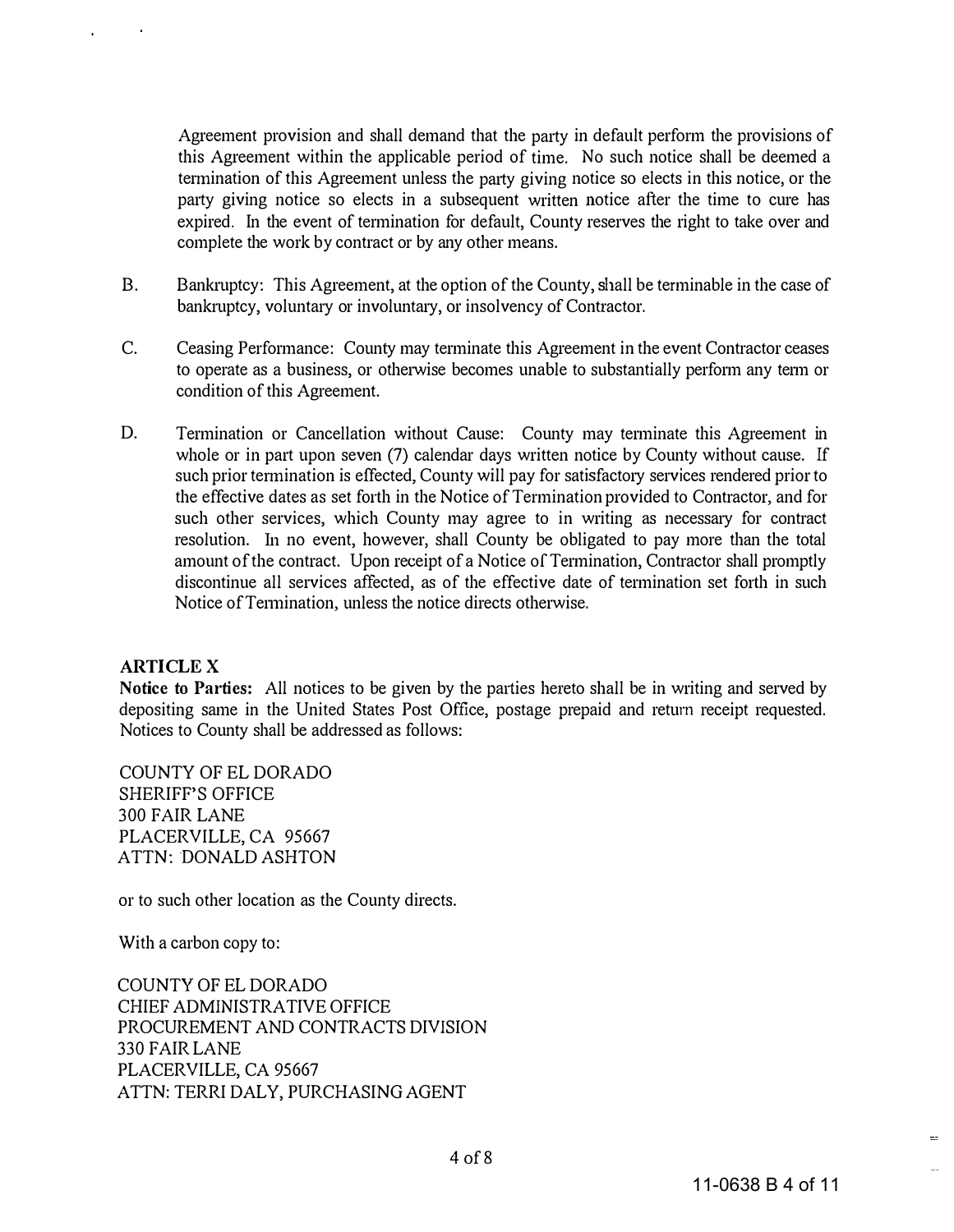Agreement provision and shall demand that the party in default perform the provisions of this Agreement within the applicable period of time. No such notice shall be deemed a termination of this Agreement unless the party giving notice so elects in this notice, or the party giving notice so elects in a subsequent written notice after the time to cure has expired. In the event of termination for default, County reserves the right to take over and complete the work by contract or by any other means.

B. Bankruptcy: This Agreement, at the option of the County, shall be terminable in the case of bankruptcy, voluntary or involuntary, or insolvency of Contractor.

C. Ceasing Performance: County may terminate this Agreement in the event Contractor ceases to operate as a business, or otherwise becomes unable to substantially perform any term or condition of this Agreement.

D. Termination or Cancellation without Cause: County may terminate this Agreement in whole or in part upon seven (7) calendar days written notice by County without cause. If such prior termination is effected, County will pay for satisfactory services rendered prior to the effective dates as set forth in the Notice of Termination provided to Contractor, and for such other services, which County may agree to in writing as necessary for contract resolution. In no event, however, shall County be obligated to pay more than the total amount of the contract. Upon receipt of a Notice of Termination, Contractor shall promptly discontinue all services affected, as of the effective date of termination set forth in such Notice of Termination, unless the notice directs otherwise.

**ARTICLE X**

**Notice to Parties:** All notices to be given by the parties hereto shall be in writing and served by depositing same in the United States Post Office, postage prepaid and return receipt requested. Notices to County shall be addressed as follows:

COUNTY OF EL DORADO
SHERIFF'S OFFICE
300 FAIR LANE
PLACERVILLE, CA 95667
ATTN: DONALD ASHTON

or to such other location as the County directs.

With a carbon copy to:

COUNTY OF EL DORADO
CHIEF ADMINISTRATIVE OFFICE
PROCUREMENT AND CONTRACTS DIVISION
330 FAIR LANE
PLACERVILLE, CA 95667
ATTN: TERRI DALY, PURCHASING AGENT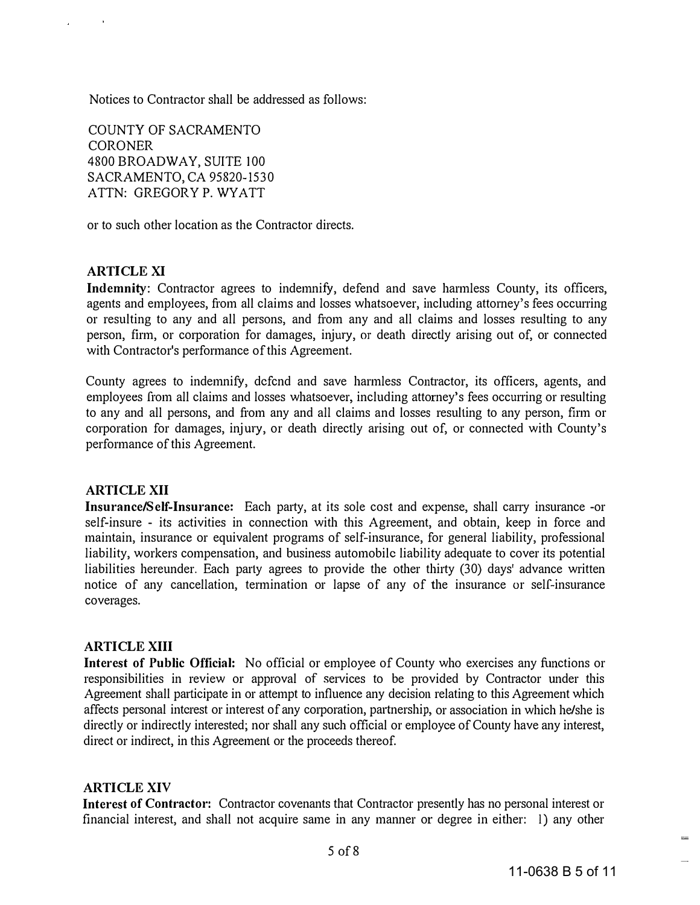Notices to Contractor shall be addressed as follows:

COUNTY OF SACRAMENTO
CORONER
4800 BROADWAY, SUITE 100
SACRAMENTO, CA 95820-1530
ATTN: GREGORY P. WYATT

or to such other location as the Contractor directs.

## ARTICLE XI

**Indemnity**: Contractor agrees to indemnify, defend and save harmless County, its officers, agents and employees, from all claims and losses whatsoever, including attorney's fees occurring or resulting to any and all persons, and from any and all claims and losses resulting to any person, firm, or corporation for damages, injury, or death directly arising out of, or connected with Contractor's performance of this Agreement.

County agrees to indemnify, defend and save harmless Contractor, its officers, agents, and employees from all claims and losses whatsoever, including attorney's fees occurring or resulting to any and all persons, and from any and all claims and losses resulting to any person, firm or corporation for damages, injury, or death directly arising out of, or connected with County's performance of this Agreement.

## ARTICLE XII

**Insurance/Self-Insurance:** Each party, at its sole cost and expense, shall carry insurance -or self-insure - its activities in connection with this Agreement, and obtain, keep in force and maintain, insurance or equivalent programs of self-insurance, for general liability, professional liability, workers compensation, and business automobile liability adequate to cover its potential liabilities hereunder. Each party agrees to provide the other thirty (30) days' advance written notice of any cancellation, termination or lapse of any of the insurance or self-insurance coverages.

## ARTICLE XIII

**Interest of Public Official:** No official or employee of County who exercises any functions or responsibilities in review or approval of services to be provided by Contractor under this Agreement shall participate in or attempt to influence any decision relating to this Agreement which affects personal interest or interest of any corporation, partnership, or association in which he/she is directly or indirectly interested; nor shall any such official or employee of County have any interest, direct or indirect, in this Agreement or the proceeds thereof.

## ARTICLE XIV

**Interest of Contractor:** Contractor covenants that Contractor presently has no personal interest or financial interest, and shall not acquire same in any manner or degree in either: 1) any other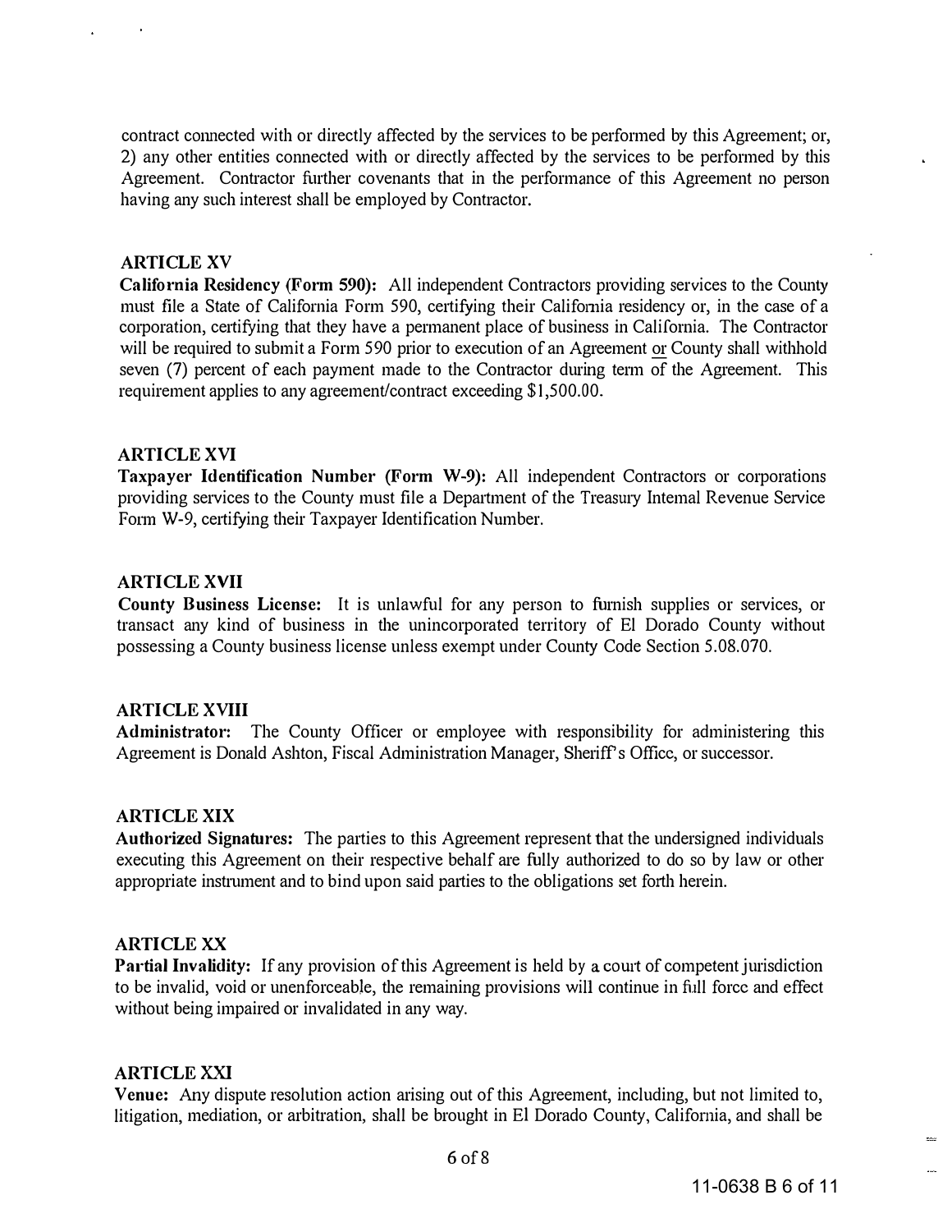contract connected with or directly affected by the services to be performed by this Agreement; or, 2) any other entities connected with or directly affected by the services to be performed by this Agreement. Contractor further covenants that in the performance of this Agreement no person having any such interest shall be employed by Contractor.

## ARTICLE XV

**California Residency (Form 590):** All independent Contractors providing services to the County must file a State of California Form 590, certifying their California residency or, in the case of a corporation, certifying that they have a permanent place of business in California. The Contractor will be required to submit a Form 590 prior to execution of an Agreement or County shall withhold seven (7) percent of each payment made to the Contractor during term of the Agreement. This requirement applies to any agreement/contract exceeding $1,500.00.

## ARTICLE XVI

**Taxpayer Identification Number (Form W-9):** All independent Contractors or corporations providing services to the County must file a Department of the Treasury Internal Revenue Service Form W-9, certifying their Taxpayer Identification Number.

## ARTICLE XVII

**County Business License:** It is unlawful for any person to furnish supplies or services, or transact any kind of business in the unincorporated territory of El Dorado County without possessing a County business license unless exempt under County Code Section 5.08.070.

## ARTICLE XVIII

**Administrator:** The County Officer or employee with responsibility for administering this Agreement is Donald Ashton, Fiscal Administration Manager, Sheriff's Office, or successor.

## ARTICLE XIX

**Authorized Signatures:** The parties to this Agreement represent that the undersigned individuals executing this Agreement on their respective behalf are fully authorized to do so by law or other appropriate instrument and to bind upon said parties to the obligations set forth herein.

## ARTICLE XX

**Partial Invalidity:** If any provision of this Agreement is held by a court of competent jurisdiction to be invalid, void or unenforceable, the remaining provisions will continue in full force and effect without being impaired or invalidated in any way.

## ARTICLE XXI

**Venue:** Any dispute resolution action arising out of this Agreement, including, but not limited to, litigation, mediation, or arbitration, shall be brought in El Dorado County, California, and shall be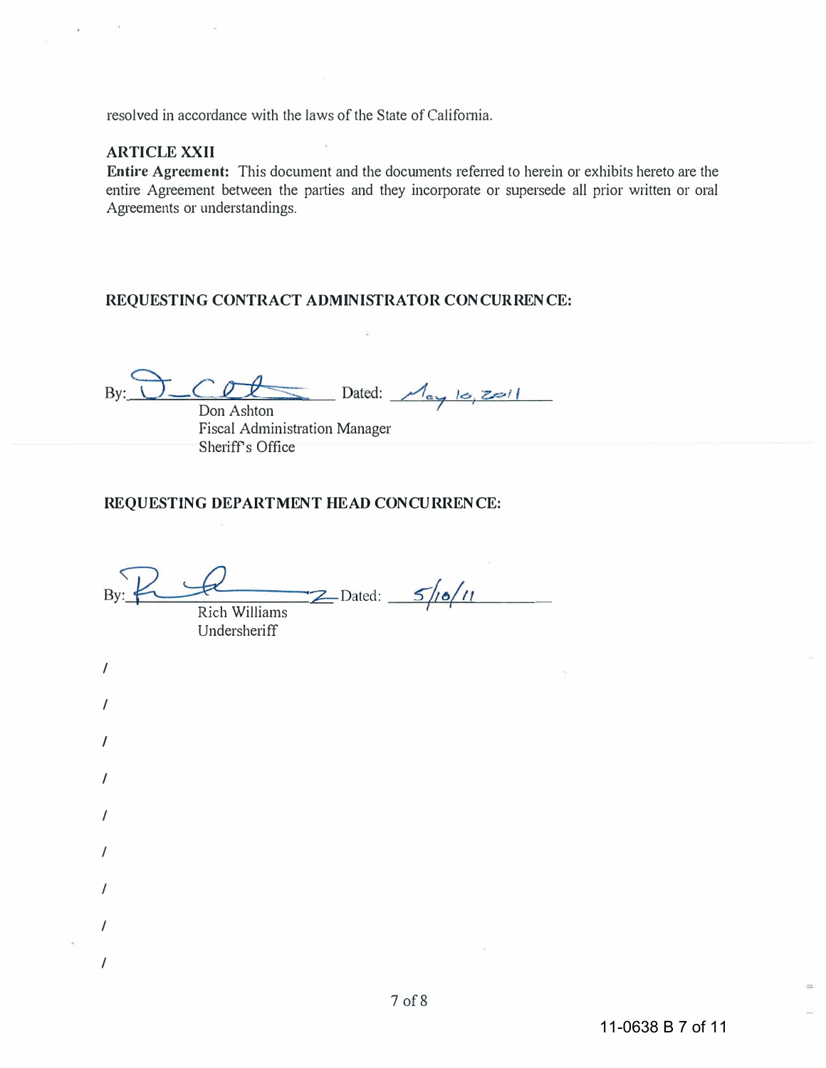resolved in accordance with the laws of the State of California.

**ARTICLE XXII**

**Entire Agreement:** This document and the documents referred to herein or exhibits hereto are the entire Agreement between the parties and they incorporate or supersede all prior written or oral Agreements or understandings.

**REQUESTING CONTRACT ADMINISTRATOR CONCURRENCE:**

By: ______________________ Dated: May 10, 2011

Don Ashton
Fiscal Administration Manager
Sheriff's Office

**REQUESTING DEPARTMENT HEAD CONCURRENCE:**

By: ______________________ Dated: 5/10/11

Rich Williams
Undersheriff

/

/

/

/

/

/

/

/

/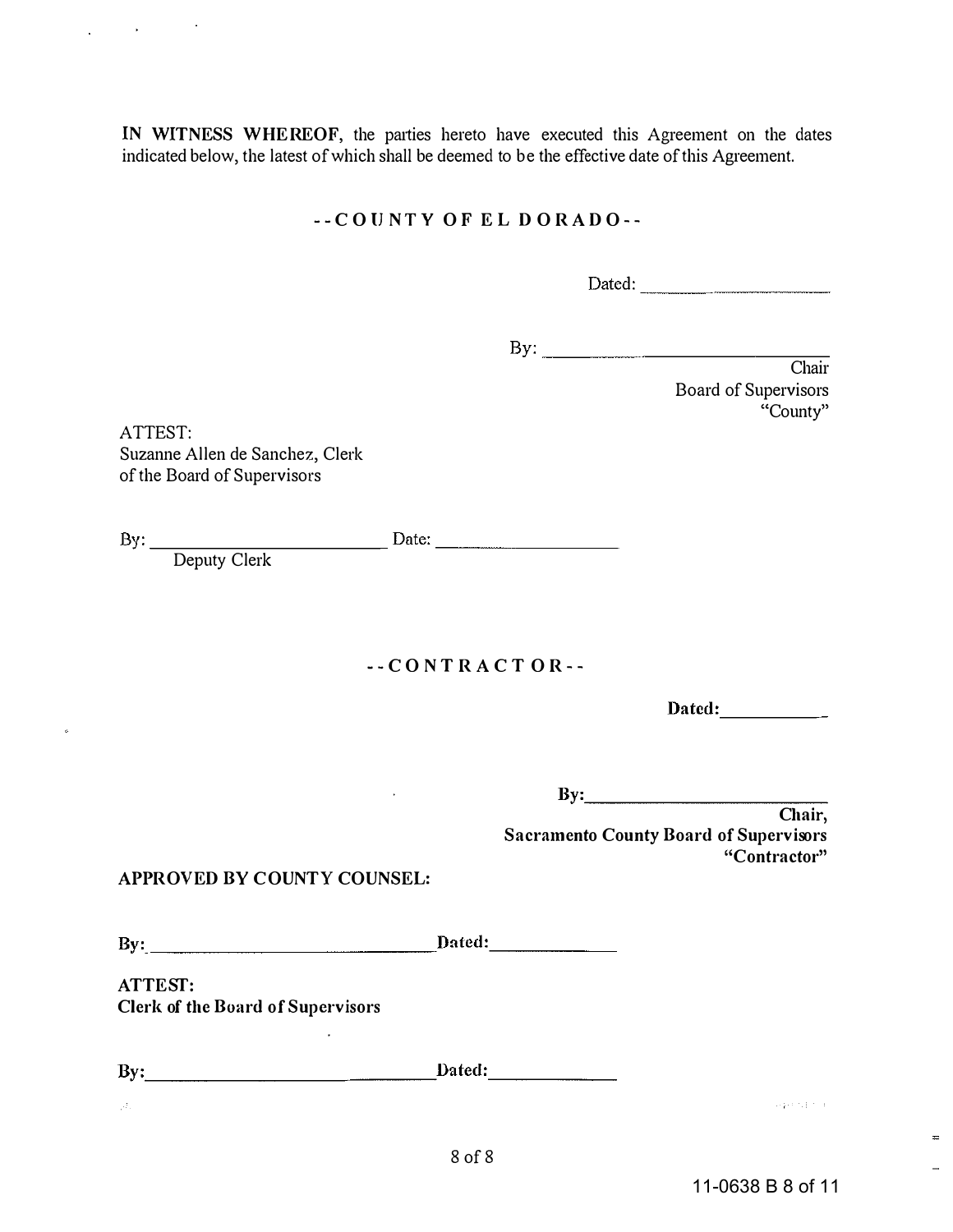**IN WITNESS WHEREOF**, the parties hereto have executed this Agreement on the dates indicated below, the latest of which shall be deemed to be the effective date of this Agreement.

## --COUNTY OF EL DORADO--

Dated: ______________________

By: ______________________________
Chair
Board of Supervisors
"County"

ATTEST:
Suzanne Allen de Sanchez, Clerk
of the Board of Supervisors

By: __________________________ Date: ____________________
Deputy Clerk

## --CONTRACTOR--

**Dated:** ____________

**By:** ______________________________
**Chair,**
**Sacramento County Board of Supervisors**
**"Contractor"**

**APPROVED BY COUNTY COUNSEL:**

**By:** ________________________________ **Dated:** ______________

**ATTEST:**
**Clerk of the Board of Supervisors**

**By:** ________________________________ **Dated:** ______________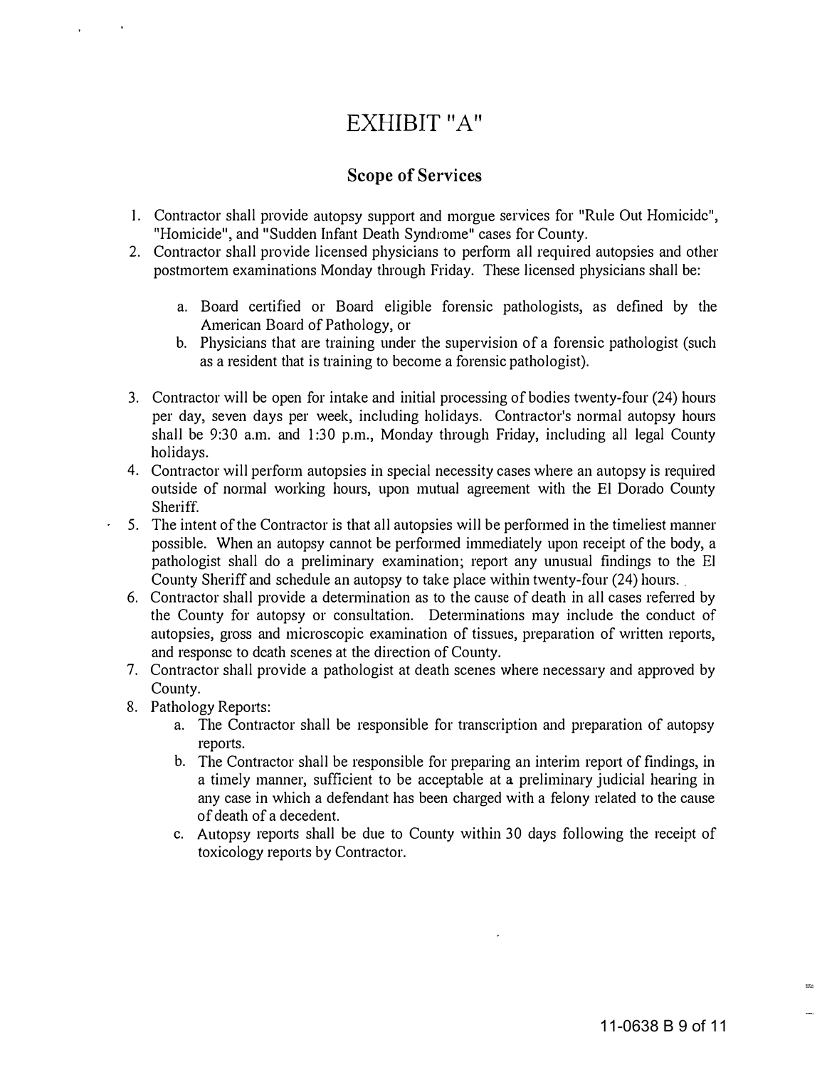# EXHIBIT "A"

## Scope of Services

1. Contractor shall provide autopsy support and morgue services for "Rule Out Homicide", "Homicide", and "Sudden Infant Death Syndrome" cases for County.
2. Contractor shall provide licensed physicians to perform all required autopsies and other postmortem examinations Monday through Friday. These licensed physicians shall be:

    a. Board certified or Board eligible forensic pathologists, as defined by the American Board of Pathology, or
    b. Physicians that are training under the supervision of a forensic pathologist (such as a resident that is training to become a forensic pathologist).

3. Contractor will be open for intake and initial processing of bodies twenty-four (24) hours per day, seven days per week, including holidays. Contractor's normal autopsy hours shall be 9:30 a.m. and 1:30 p.m., Monday through Friday, including all legal County holidays.
4. Contractor will perform autopsies in special necessity cases where an autopsy is required outside of normal working hours, upon mutual agreement with the El Dorado County Sheriff.
5. The intent of the Contractor is that all autopsies will be performed in the timeliest manner possible. When an autopsy cannot be performed immediately upon receipt of the body, a pathologist shall do a preliminary examination; report any unusual findings to the El County Sheriff and schedule an autopsy to take place within twenty-four (24) hours.
6. Contractor shall provide a determination as to the cause of death in all cases referred by the County for autopsy or consultation. Determinations may include the conduct of autopsies, gross and microscopic examination of tissues, preparation of written reports, and response to death scenes at the direction of County.
7. Contractor shall provide a pathologist at death scenes where necessary and approved by County.
8. Pathology Reports:
    a. The Contractor shall be responsible for transcription and preparation of autopsy reports.
    b. The Contractor shall be responsible for preparing an interim report of findings, in a timely manner, sufficient to be acceptable at a preliminary judicial hearing in any case in which a defendant has been charged with a felony related to the cause of death of a decedent.
    c. Autopsy reports shall be due to County within 30 days following the receipt of toxicology reports by Contractor.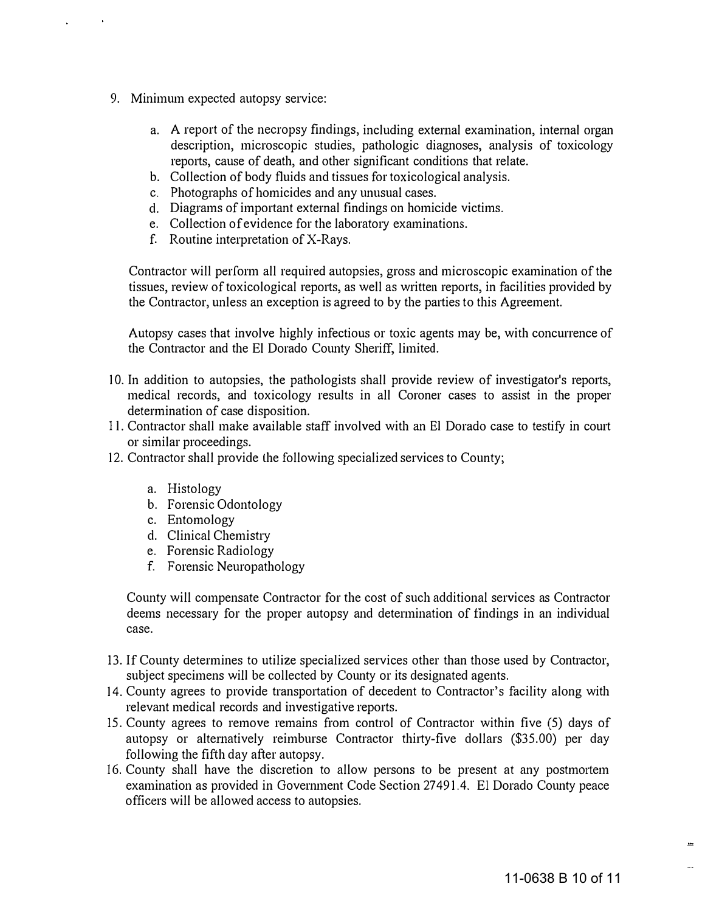9. Minimum expected autopsy service:

    a. A report of the necropsy findings, including external examination, internal organ description, microscopic studies, pathologic diagnoses, analysis of toxicology reports, cause of death, and other significant conditions that relate.
    b. Collection of body fluids and tissues for toxicological analysis.
    c. Photographs of homicides and any unusual cases.
    d. Diagrams of important external findings on homicide victims.
    e. Collection of evidence for the laboratory examinations.
    f. Routine interpretation of X-Rays.

    Contractor will perform all required autopsies, gross and microscopic examination of the tissues, review of toxicological reports, as well as written reports, in facilities provided by the Contractor, unless an exception is agreed to by the parties to this Agreement.

    Autopsy cases that involve highly infectious or toxic agents may be, with concurrence of the Contractor and the El Dorado County Sheriff, limited.

10. In addition to autopsies, the pathologists shall provide review of investigator's reports, medical records, and toxicology results in all Coroner cases to assist in the proper determination of case disposition.
11. Contractor shall make available staff involved with an El Dorado case to testify in court or similar proceedings.
12. Contractor shall provide the following specialized services to County;

    a. Histology
    b. Forensic Odontology
    c. Entomology
    d. Clinical Chemistry
    e. Forensic Radiology
    f. Forensic Neuropathology

    County will compensate Contractor for the cost of such additional services as Contractor deems necessary for the proper autopsy and determination of findings in an individual case.

13. If County determines to utilize specialized services other than those used by Contractor, subject specimens will be collected by County or its designated agents.
14. County agrees to provide transportation of decedent to Contractor's facility along with relevant medical records and investigative reports.
15. County agrees to remove remains from control of Contractor within five (5) days of autopsy or alternatively reimburse Contractor thirty-five dollars ($35.00) per day following the fifth day after autopsy.
16. County shall have the discretion to allow persons to be present at any postmortem examination as provided in Government Code Section 27491.4. El Dorado County peace officers will be allowed access to autopsies.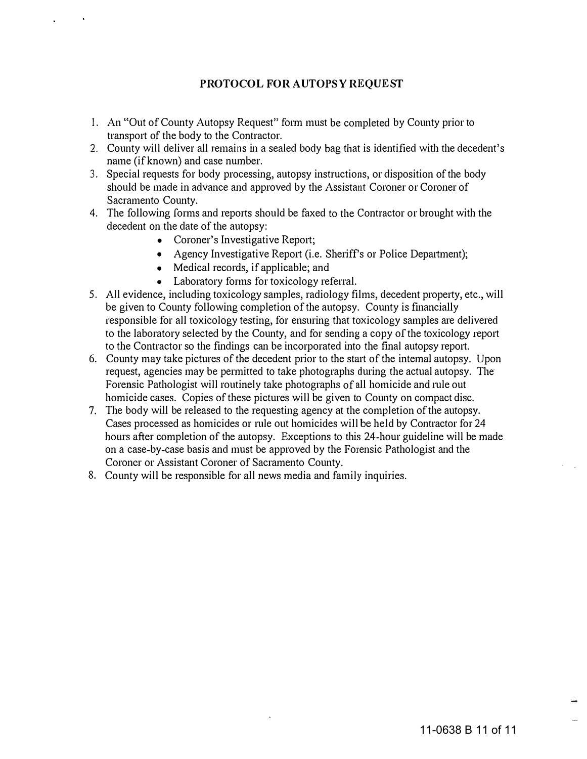## PROTOCOL FOR AUTOPSY REQUEST

1. An "Out of County Autopsy Request" form must be completed by County prior to transport of the body to the Contractor.
2. County will deliver all remains in a sealed body bag that is identified with the decedent's name (if known) and case number.
3. Special requests for body processing, autopsy instructions, or disposition of the body should be made in advance and approved by the Assistant Coroner or Coroner of Sacramento County.
4. The following forms and reports should be faxed to the Contractor or brought with the decedent on the date of the autopsy:
   - Coroner's Investigative Report;
   - Agency Investigative Report (i.e. Sheriff's or Police Department);
   - Medical records, if applicable; and
   - Laboratory forms for toxicology referral.
5. All evidence, including toxicology samples, radiology films, decedent property, etc., will be given to County following completion of the autopsy. County is financially responsible for all toxicology testing, for ensuring that toxicology samples are delivered to the laboratory selected by the County, and for sending a copy of the toxicology report to the Contractor so the findings can be incorporated into the final autopsy report.
6. County may take pictures of the decedent prior to the start of the internal autopsy. Upon request, agencies may be permitted to take photographs during the actual autopsy. The Forensic Pathologist will routinely take photographs of all homicide and rule out homicide cases. Copies of these pictures will be given to County on compact disc.
7. The body will be released to the requesting agency at the completion of the autopsy. Cases processed as homicides or rule out homicides will be held by Contractor for 24 hours after completion of the autopsy. Exceptions to this 24-hour guideline will be made on a case-by-case basis and must be approved by the Forensic Pathologist and the Coroner or Assistant Coroner of Sacramento County.
8. County will be responsible for all news media and family inquiries.